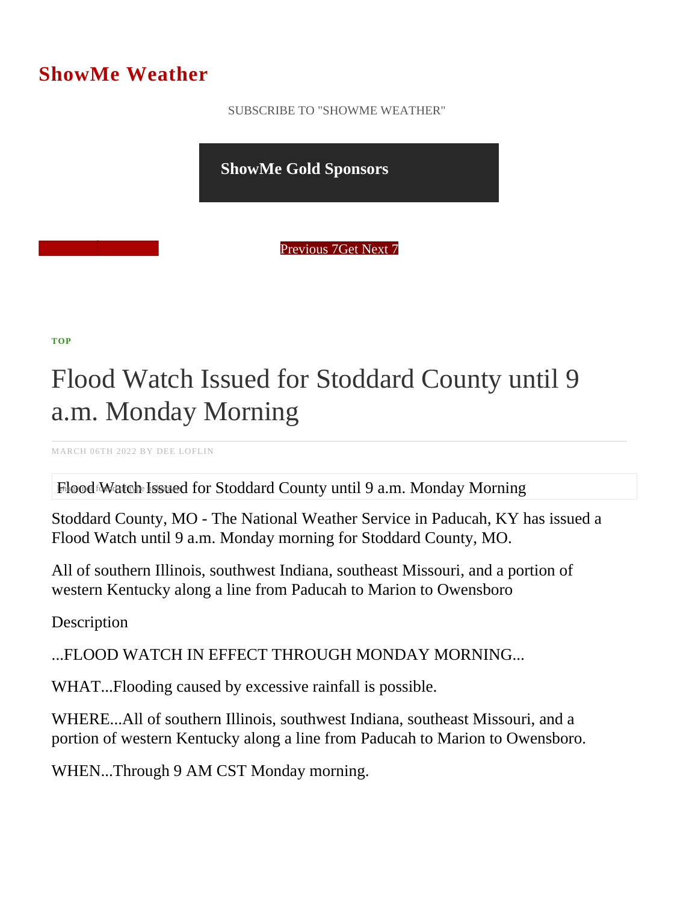# ShowMe Weather

SUBSCRIBE TO "SHOWME WEATHER"

**ShowMe Gold Sponsors**

Previous 7Get Next 7

**TOP**

# Flood Watch Issued for Stoddard County until 9 a.m. Monday Morning

MARCH 06TH 2022 BY DEE LOFLIN

Flood Watch Issued for Stoddard County until 9 a.m. Monday Morning

Stoddard County, MO - The National Weather Service in Paducah, KY has issued a Flood Watch until 9 a.m. Monday morning for Stoddard County, MO.

All of southern Illinois, southwest Indiana, southeast Missouri, and a portion of western Kentucky along a line from Paducah to Marion to Owensboro

Description

...FLOOD WATCH IN EFFECT THROUGH MONDAY MORNING...

WHAT...Flooding caused by excessive rainfall is possible.

WHERE...All of southern Illinois, southwest Indiana, southeast Missouri, and a portion of western Kentucky along a line from Paducah to Marion to Owensboro.

WHEN...Through 9 AM CST Monday morning.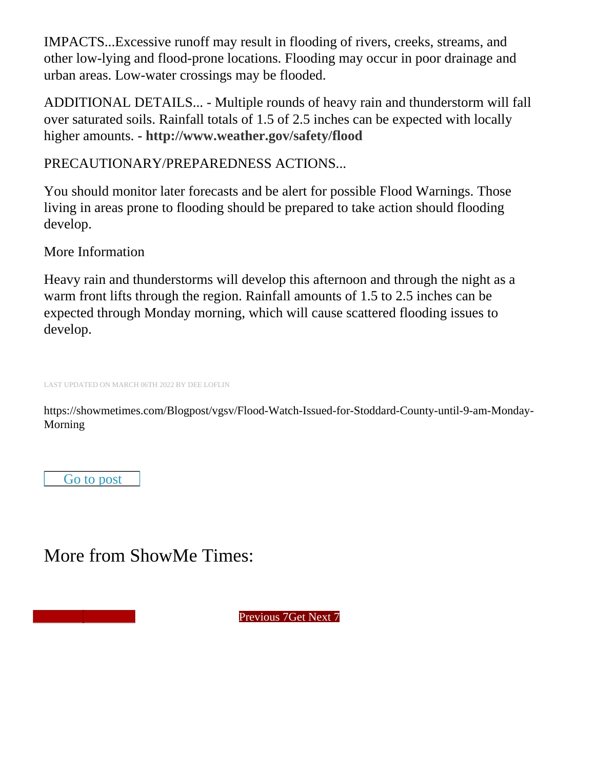IMPACTS...Excessive runoff may result in flooding of rivers, creeks, streams, and other low-lying and flood-prone locations. Flooding may occur in poor drainage and urban areas. Low-water crossings may be flooded.

ADDITIONAL DETAILS... - Multiple rounds of heavy rain and thunderstorm will fall over saturated soils. Rainfall totals of 1.5 of 2.5 inches can be expected with locally higher amounts. - **http://www.weather.gov/safety/flood**

PRECAUTIONARY/PREPAREDNESS ACTIONS...

You should monitor later forecasts and be alert for possible Flood Warnings. Those living in areas prone to flooding should be prepared to take action should flooding develop.

More Information

Heavy rain and thunderstorms will develop this afternoon and through the night as a warm front lifts through the region. Rainfall amounts of 1.5 to 2.5 inches can be expected through Monday morning, which will cause scattered flooding issues to develop.

LAST UPDATED ON MARCH 06TH 2022 BY DEE LOFLIN

https://showmetimes.com/Blogpost/vgsv/Flood-Watch-Issued-for-Stoddard-County-until-9-am-Monday-Morning

Go to post

## More from ShowMe Times:

Previous 7Get Next 7